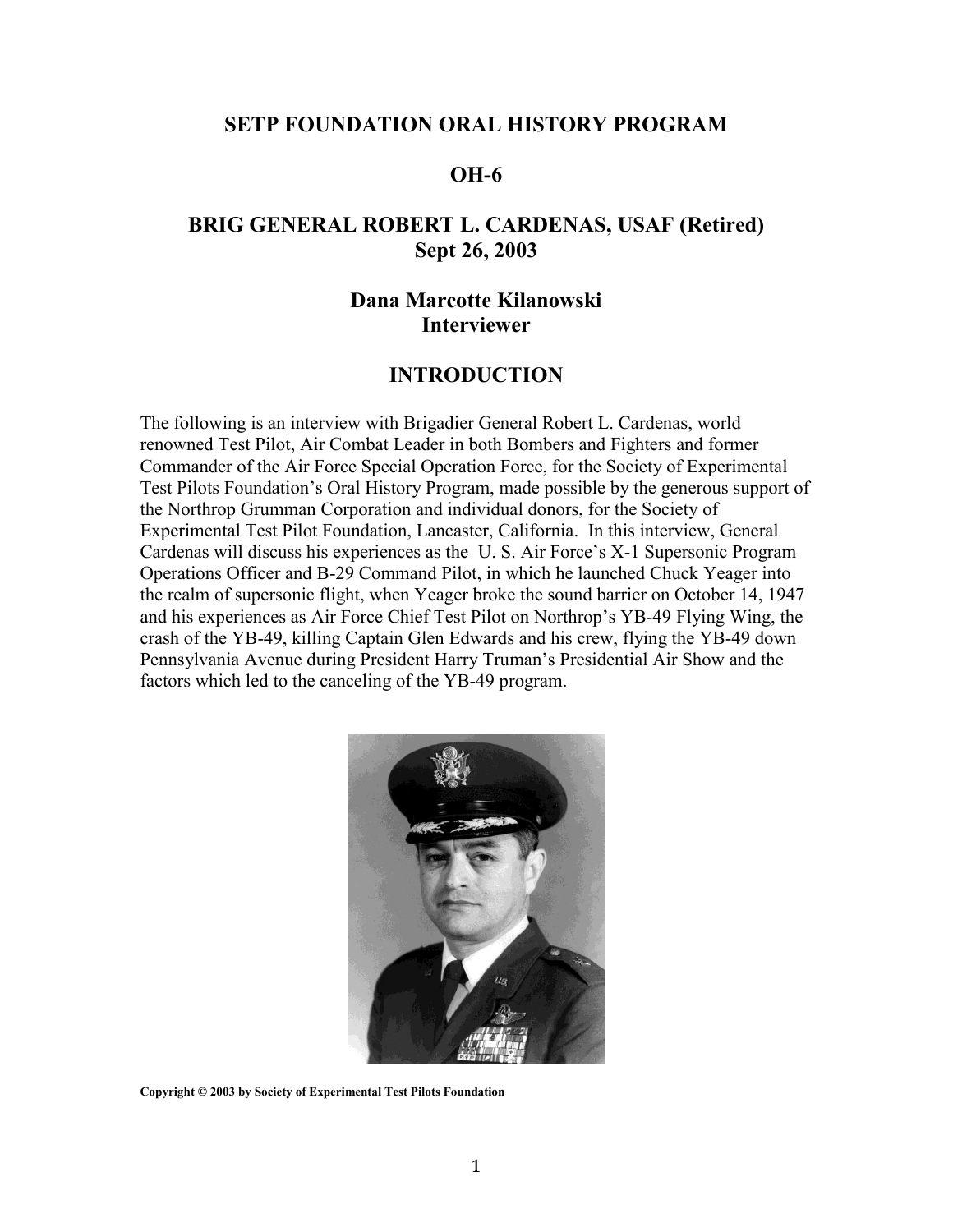# SETP FOUNDATION ORAL HISTORY PROGRAM

## OH-6

## BRIG GENERAL ROBERT L. CARDENAS, USAF (Retired)
## Sept 26, 2003

### Dana Marcotte Kilanowski
### Interviewer

## INTRODUCTION

The following is an interview with Brigadier General Robert L. Cardenas, world renowned Test Pilot, Air Combat Leader in both Bombers and Fighters and former Commander of the Air Force Special Operation Force, for the Society of Experimental Test Pilots Foundation's Oral History Program, made possible by the generous support of the Northrop Grumman Corporation and individual donors, for the Society of Experimental Test Pilot Foundation, Lancaster, California. In this interview, General Cardenas will discuss his experiences as the U. S. Air Force's X-1 Supersonic Program Operations Officer and B-29 Command Pilot, in which he launched Chuck Yeager into the realm of supersonic flight, when Yeager broke the sound barrier on October 14, 1947 and his experiences as Air Force Chief Test Pilot on Northrop's YB-49 Flying Wing, the crash of the YB-49, killing Captain Glen Edwards and his crew, flying the YB-49 down Pennsylvania Avenue during President Harry Truman's Presidential Air Show and the factors which led to the canceling of the YB-49 program.

**Copyright © 2003 by Society of Experimental Test Pilots Foundation**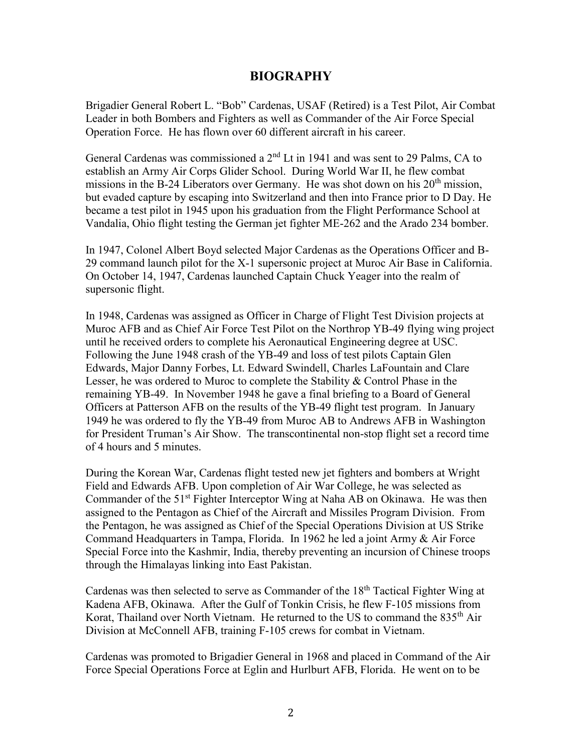# BIOGRAPHY

Brigadier General Robert L. "Bob" Cardenas, USAF (Retired) is a Test Pilot, Air Combat Leader in both Bombers and Fighters as well as Commander of the Air Force Special Operation Force. He has flown over 60 different aircraft in his career.

General Cardenas was commissioned a 2nd Lt in 1941 and was sent to 29 Palms, CA to establish an Army Air Corps Glider School. During World War II, he flew combat missions in the B-24 Liberators over Germany. He was shot down on his 20th mission, but evaded capture by escaping into Switzerland and then into France prior to D Day. He became a test pilot in 1945 upon his graduation from the Flight Performance School at Vandalia, Ohio flight testing the German jet fighter ME-262 and the Arado 234 bomber.

In 1947, Colonel Albert Boyd selected Major Cardenas as the Operations Officer and B-29 command launch pilot for the X-1 supersonic project at Muroc Air Base in California. On October 14, 1947, Cardenas launched Captain Chuck Yeager into the realm of supersonic flight.

In 1948, Cardenas was assigned as Officer in Charge of Flight Test Division projects at Muroc AFB and as Chief Air Force Test Pilot on the Northrop YB-49 flying wing project until he received orders to complete his Aeronautical Engineering degree at USC. Following the June 1948 crash of the YB-49 and loss of test pilots Captain Glen Edwards, Major Danny Forbes, Lt. Edward Swindell, Charles LaFountain and Clare Lesser, he was ordered to Muroc to complete the Stability & Control Phase in the remaining YB-49. In November 1948 he gave a final briefing to a Board of General Officers at Patterson AFB on the results of the YB-49 flight test program. In January 1949 he was ordered to fly the YB-49 from Muroc AB to Andrews AFB in Washington for President Truman's Air Show. The transcontinental non-stop flight set a record time of 4 hours and 5 minutes.

During the Korean War, Cardenas flight tested new jet fighters and bombers at Wright Field and Edwards AFB. Upon completion of Air War College, he was selected as Commander of the 51st Fighter Interceptor Wing at Naha AB on Okinawa. He was then assigned to the Pentagon as Chief of the Aircraft and Missiles Program Division. From the Pentagon, he was assigned as Chief of the Special Operations Division at US Strike Command Headquarters in Tampa, Florida. In 1962 he led a joint Army & Air Force Special Force into the Kashmir, India, thereby preventing an incursion of Chinese troops through the Himalayas linking into East Pakistan.

Cardenas was then selected to serve as Commander of the 18th Tactical Fighter Wing at Kadena AFB, Okinawa. After the Gulf of Tonkin Crisis, he flew F-105 missions from Korat, Thailand over North Vietnam. He returned to the US to command the 835th Air Division at McConnell AFB, training F-105 crews for combat in Vietnam.

Cardenas was promoted to Brigadier General in 1968 and placed in Command of the Air Force Special Operations Force at Eglin and Hurlburt AFB, Florida. He went on to be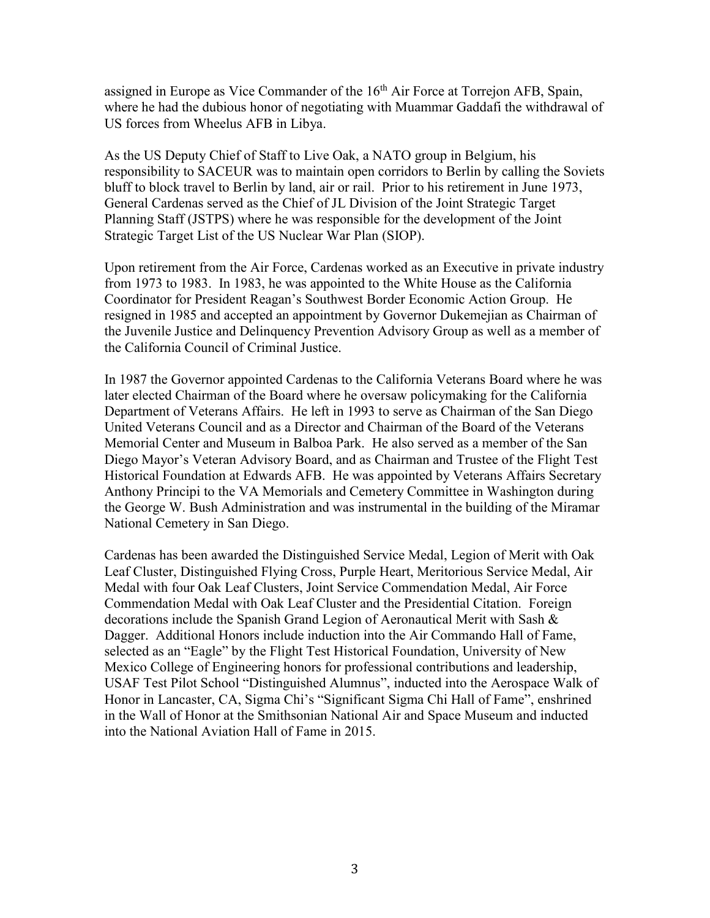assigned in Europe as Vice Commander of the 16th Air Force at Torrejon AFB, Spain, where he had the dubious honor of negotiating with Muammar Gaddafi the withdrawal of US forces from Wheelus AFB in Libya.

As the US Deputy Chief of Staff to Live Oak, a NATO group in Belgium, his responsibility to SACEUR was to maintain open corridors to Berlin by calling the Soviets bluff to block travel to Berlin by land, air or rail. Prior to his retirement in June 1973, General Cardenas served as the Chief of JL Division of the Joint Strategic Target Planning Staff (JSTPS) where he was responsible for the development of the Joint Strategic Target List of the US Nuclear War Plan (SIOP).

Upon retirement from the Air Force, Cardenas worked as an Executive in private industry from 1973 to 1983. In 1983, he was appointed to the White House as the California Coordinator for President Reagan's Southwest Border Economic Action Group. He resigned in 1985 and accepted an appointment by Governor Dukemejian as Chairman of the Juvenile Justice and Delinquency Prevention Advisory Group as well as a member of the California Council of Criminal Justice.

In 1987 the Governor appointed Cardenas to the California Veterans Board where he was later elected Chairman of the Board where he oversaw policymaking for the California Department of Veterans Affairs. He left in 1993 to serve as Chairman of the San Diego United Veterans Council and as a Director and Chairman of the Board of the Veterans Memorial Center and Museum in Balboa Park. He also served as a member of the San Diego Mayor's Veteran Advisory Board, and as Chairman and Trustee of the Flight Test Historical Foundation at Edwards AFB. He was appointed by Veterans Affairs Secretary Anthony Principi to the VA Memorials and Cemetery Committee in Washington during the George W. Bush Administration and was instrumental in the building of the Miramar National Cemetery in San Diego.

Cardenas has been awarded the Distinguished Service Medal, Legion of Merit with Oak Leaf Cluster, Distinguished Flying Cross, Purple Heart, Meritorious Service Medal, Air Medal with four Oak Leaf Clusters, Joint Service Commendation Medal, Air Force Commendation Medal with Oak Leaf Cluster and the Presidential Citation. Foreign decorations include the Spanish Grand Legion of Aeronautical Merit with Sash & Dagger. Additional Honors include induction into the Air Commando Hall of Fame, selected as an "Eagle" by the Flight Test Historical Foundation, University of New Mexico College of Engineering honors for professional contributions and leadership, USAF Test Pilot School "Distinguished Alumnus", inducted into the Aerospace Walk of Honor in Lancaster, CA, Sigma Chi's "Significant Sigma Chi Hall of Fame", enshrined in the Wall of Honor at the Smithsonian National Air and Space Museum and inducted into the National Aviation Hall of Fame in 2015.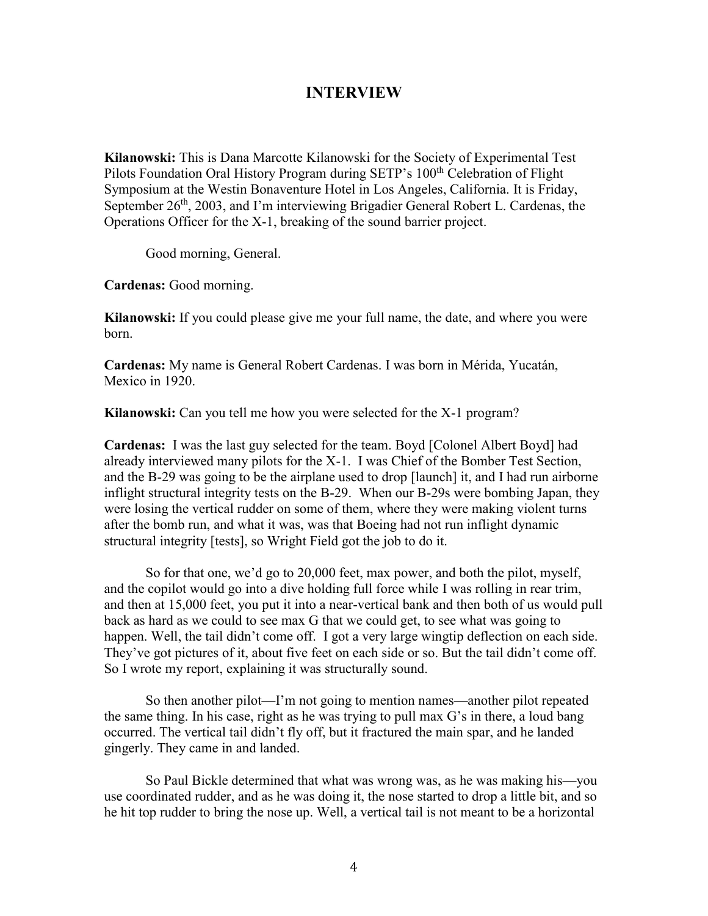## INTERVIEW

**Kilanowski:** This is Dana Marcotte Kilanowski for the Society of Experimental Test Pilots Foundation Oral History Program during SETP's 100th Celebration of Flight Symposium at the Westin Bonaventure Hotel in Los Angeles, California. It is Friday, September 26th, 2003, and I'm interviewing Brigadier General Robert L. Cardenas, the Operations Officer for the X-1, breaking of the sound barrier project.

Good morning, General.

**Cardenas:** Good morning.

**Kilanowski:** If you could please give me your full name, the date, and where you were born.

**Cardenas:** My name is General Robert Cardenas. I was born in Mérida, Yucatán, Mexico in 1920.

**Kilanowski:** Can you tell me how you were selected for the X-1 program?

**Cardenas:** I was the last guy selected for the team. Boyd [Colonel Albert Boyd] had already interviewed many pilots for the X-1. I was Chief of the Bomber Test Section, and the B-29 was going to be the airplane used to drop [launch] it, and I had run airborne inflight structural integrity tests on the B-29. When our B-29s were bombing Japan, they were losing the vertical rudder on some of them, where they were making violent turns after the bomb run, and what it was, was that Boeing had not run inflight dynamic structural integrity [tests], so Wright Field got the job to do it.

So for that one, we'd go to 20,000 feet, max power, and both the pilot, myself, and the copilot would go into a dive holding full force while I was rolling in rear trim, and then at 15,000 feet, you put it into a near-vertical bank and then both of us would pull back as hard as we could to see max G that we could get, to see what was going to happen. Well, the tail didn't come off. I got a very large wingtip deflection on each side. They've got pictures of it, about five feet on each side or so. But the tail didn't come off. So I wrote my report, explaining it was structurally sound.

So then another pilot—I'm not going to mention names—another pilot repeated the same thing. In his case, right as he was trying to pull max G's in there, a loud bang occurred. The vertical tail didn't fly off, but it fractured the main spar, and he landed gingerly. They came in and landed.

So Paul Bickle determined that what was wrong was, as he was making his—you use coordinated rudder, and as he was doing it, the nose started to drop a little bit, and so he hit top rudder to bring the nose up. Well, a vertical tail is not meant to be a horizontal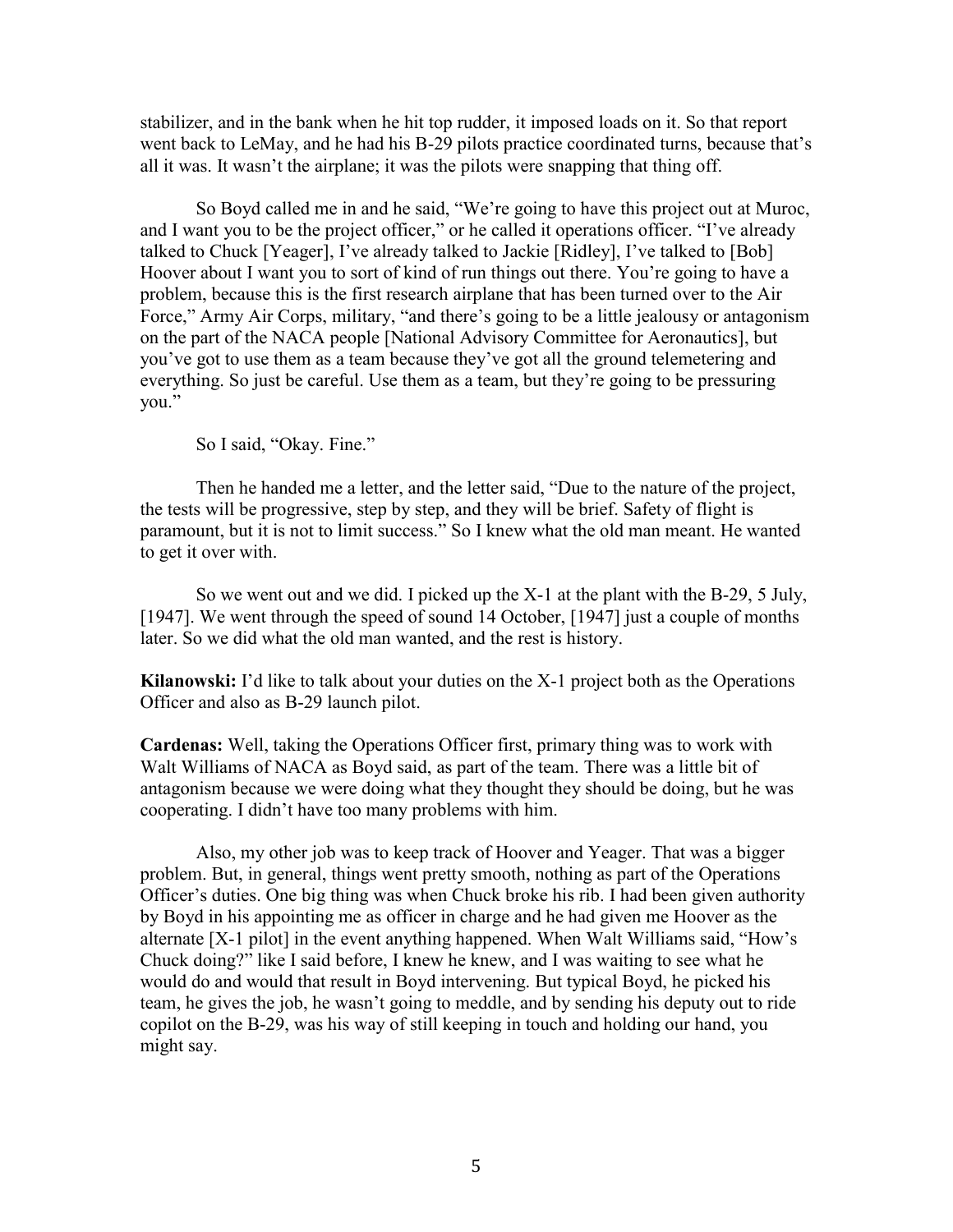stabilizer, and in the bank when he hit top rudder, it imposed loads on it. So that report went back to LeMay, and he had his B-29 pilots practice coordinated turns, because that's all it was. It wasn't the airplane; it was the pilots were snapping that thing off.

So Boyd called me in and he said, "We're going to have this project out at Muroc, and I want you to be the project officer," or he called it operations officer. "I've already talked to Chuck [Yeager], I've already talked to Jackie [Ridley], I've talked to [Bob] Hoover about I want you to sort of kind of run things out there. You're going to have a problem, because this is the first research airplane that has been turned over to the Air Force," Army Air Corps, military, "and there's going to be a little jealousy or antagonism on the part of the NACA people [National Advisory Committee for Aeronautics], but you've got to use them as a team because they've got all the ground telemetering and everything. So just be careful. Use them as a team, but they're going to be pressuring you."

So I said, "Okay. Fine."

Then he handed me a letter, and the letter said, "Due to the nature of the project, the tests will be progressive, step by step, and they will be brief. Safety of flight is paramount, but it is not to limit success." So I knew what the old man meant. He wanted to get it over with.

So we went out and we did. I picked up the X-1 at the plant with the B-29, 5 July, [1947]. We went through the speed of sound 14 October, [1947] just a couple of months later. So we did what the old man wanted, and the rest is history.

**Kilanowski:** I'd like to talk about your duties on the X-1 project both as the Operations Officer and also as B-29 launch pilot.

**Cardenas:** Well, taking the Operations Officer first, primary thing was to work with Walt Williams of NACA as Boyd said, as part of the team. There was a little bit of antagonism because we were doing what they thought they should be doing, but he was cooperating. I didn't have too many problems with him.

Also, my other job was to keep track of Hoover and Yeager. That was a bigger problem. But, in general, things went pretty smooth, nothing as part of the Operations Officer's duties. One big thing was when Chuck broke his rib. I had been given authority by Boyd in his appointing me as officer in charge and he had given me Hoover as the alternate [X-1 pilot] in the event anything happened. When Walt Williams said, "How's Chuck doing?" like I said before, I knew he knew, and I was waiting to see what he would do and would that result in Boyd intervening. But typical Boyd, he picked his team, he gives the job, he wasn't going to meddle, and by sending his deputy out to ride copilot on the B-29, was his way of still keeping in touch and holding our hand, you might say.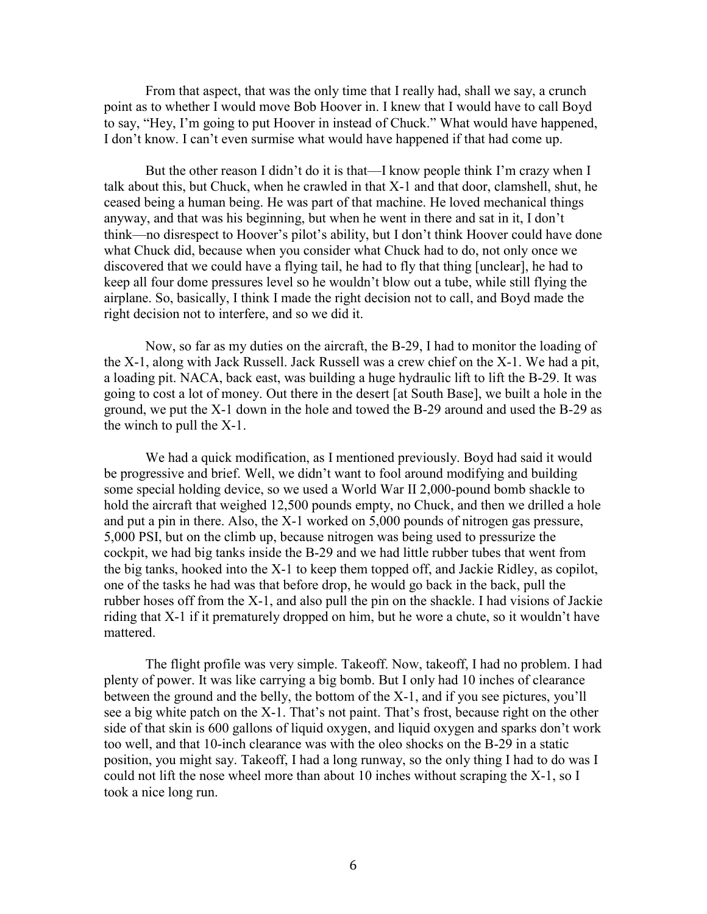From that aspect, that was the only time that I really had, shall we say, a crunch point as to whether I would move Bob Hoover in. I knew that I would have to call Boyd to say, "Hey, I'm going to put Hoover in instead of Chuck." What would have happened, I don't know. I can't even surmise what would have happened if that had come up.

But the other reason I didn't do it is that—I know people think I'm crazy when I talk about this, but Chuck, when he crawled in that X-1 and that door, clamshell, shut, he ceased being a human being. He was part of that machine. He loved mechanical things anyway, and that was his beginning, but when he went in there and sat in it, I don't think—no disrespect to Hoover's pilot's ability, but I don't think Hoover could have done what Chuck did, because when you consider what Chuck had to do, not only once we discovered that we could have a flying tail, he had to fly that thing [unclear], he had to keep all four dome pressures level so he wouldn't blow out a tube, while still flying the airplane. So, basically, I think I made the right decision not to call, and Boyd made the right decision not to interfere, and so we did it.

Now, so far as my duties on the aircraft, the B-29, I had to monitor the loading of the X-1, along with Jack Russell. Jack Russell was a crew chief on the X-1. We had a pit, a loading pit. NACA, back east, was building a huge hydraulic lift to lift the B-29. It was going to cost a lot of money. Out there in the desert [at South Base], we built a hole in the ground, we put the X-1 down in the hole and towed the B-29 around and used the B-29 as the winch to pull the X-1.

We had a quick modification, as I mentioned previously. Boyd had said it would be progressive and brief. Well, we didn't want to fool around modifying and building some special holding device, so we used a World War II 2,000-pound bomb shackle to hold the aircraft that weighed 12,500 pounds empty, no Chuck, and then we drilled a hole and put a pin in there. Also, the X-1 worked on 5,000 pounds of nitrogen gas pressure, 5,000 PSI, but on the climb up, because nitrogen was being used to pressurize the cockpit, we had big tanks inside the B-29 and we had little rubber tubes that went from the big tanks, hooked into the X-1 to keep them topped off, and Jackie Ridley, as copilot, one of the tasks he had was that before drop, he would go back in the back, pull the rubber hoses off from the X-1, and also pull the pin on the shackle. I had visions of Jackie riding that X-1 if it prematurely dropped on him, but he wore a chute, so it wouldn't have mattered.

The flight profile was very simple. Takeoff. Now, takeoff, I had no problem. I had plenty of power. It was like carrying a big bomb. But I only had 10 inches of clearance between the ground and the belly, the bottom of the X-1, and if you see pictures, you'll see a big white patch on the X-1. That's not paint. That's frost, because right on the other side of that skin is 600 gallons of liquid oxygen, and liquid oxygen and sparks don't work too well, and that 10-inch clearance was with the oleo shocks on the B-29 in a static position, you might say. Takeoff, I had a long runway, so the only thing I had to do was I could not lift the nose wheel more than about 10 inches without scraping the X-1, so I took a nice long run.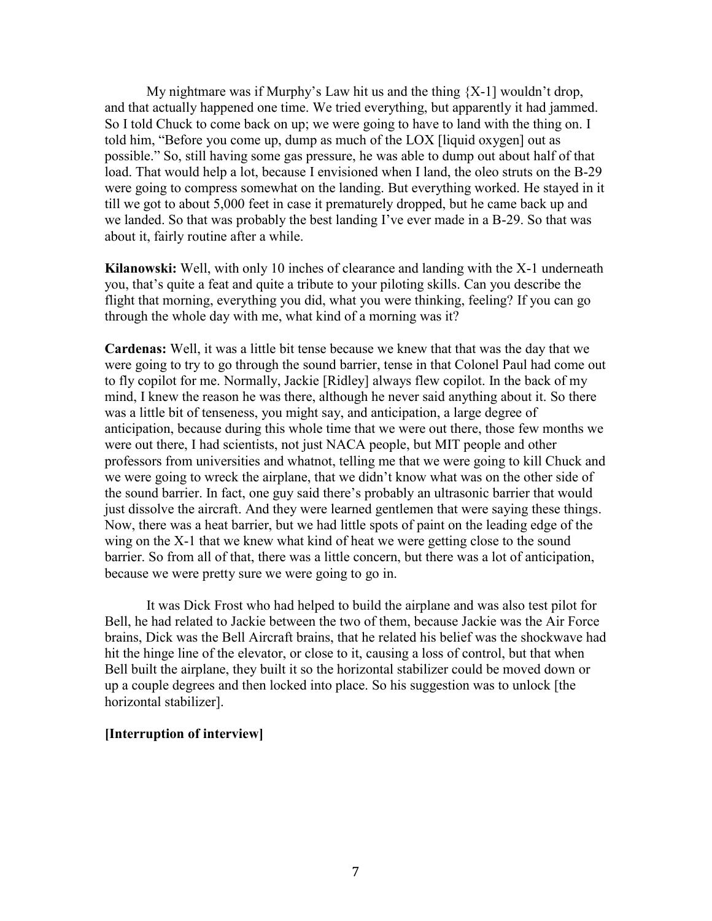My nightmare was if Murphy's Law hit us and the thing {X-1] wouldn't drop, and that actually happened one time. We tried everything, but apparently it had jammed. So I told Chuck to come back on up; we were going to have to land with the thing on. I told him, "Before you come up, dump as much of the LOX [liquid oxygen] out as possible." So, still having some gas pressure, he was able to dump out about half of that load. That would help a lot, because I envisioned when I land, the oleo struts on the B-29 were going to compress somewhat on the landing. But everything worked. He stayed in it till we got to about 5,000 feet in case it prematurely dropped, but he came back up and we landed. So that was probably the best landing I've ever made in a B-29. So that was about it, fairly routine after a while.

**Kilanowski:** Well, with only 10 inches of clearance and landing with the X-1 underneath you, that's quite a feat and quite a tribute to your piloting skills. Can you describe the flight that morning, everything you did, what you were thinking, feeling? If you can go through the whole day with me, what kind of a morning was it?

**Cardenas:** Well, it was a little bit tense because we knew that that was the day that we were going to try to go through the sound barrier, tense in that Colonel Paul had come out to fly copilot for me. Normally, Jackie [Ridley] always flew copilot. In the back of my mind, I knew the reason he was there, although he never said anything about it. So there was a little bit of tenseness, you might say, and anticipation, a large degree of anticipation, because during this whole time that we were out there, those few months we were out there, I had scientists, not just NACA people, but MIT people and other professors from universities and whatnot, telling me that we were going to kill Chuck and we were going to wreck the airplane, that we didn't know what was on the other side of the sound barrier. In fact, one guy said there's probably an ultrasonic barrier that would just dissolve the aircraft. And they were learned gentlemen that were saying these things. Now, there was a heat barrier, but we had little spots of paint on the leading edge of the wing on the X-1 that we knew what kind of heat we were getting close to the sound barrier. So from all of that, there was a little concern, but there was a lot of anticipation, because we were pretty sure we were going to go in.

It was Dick Frost who had helped to build the airplane and was also test pilot for Bell, he had related to Jackie between the two of them, because Jackie was the Air Force brains, Dick was the Bell Aircraft brains, that he related his belief was the shockwave had hit the hinge line of the elevator, or close to it, causing a loss of control, but that when Bell built the airplane, they built it so the horizontal stabilizer could be moved down or up a couple degrees and then locked into place. So his suggestion was to unlock [the horizontal stabilizer].

**[Interruption of interview]**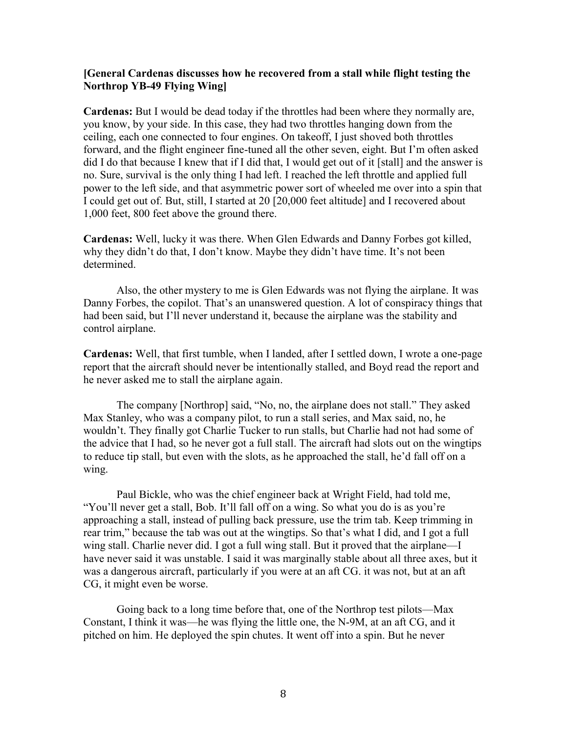**[General Cardenas discusses how he recovered from a stall while flight testing the Northrop YB-49 Flying Wing]**

**Cardenas:** But I would be dead today if the throttles had been where they normally are, you know, by your side. In this case, they had two throttles hanging down from the ceiling, each one connected to four engines. On takeoff, I just shoved both throttles forward, and the flight engineer fine-tuned all the other seven, eight. But I'm often asked did I do that because I knew that if I did that, I would get out of it [stall] and the answer is no. Sure, survival is the only thing I had left. I reached the left throttle and applied full power to the left side, and that asymmetric power sort of wheeled me over into a spin that I could get out of. But, still, I started at 20 [20,000 feet altitude] and I recovered about 1,000 feet, 800 feet above the ground there.

**Cardenas:** Well, lucky it was there. When Glen Edwards and Danny Forbes got killed, why they didn't do that, I don't know. Maybe they didn't have time. It's not been determined.

Also, the other mystery to me is Glen Edwards was not flying the airplane. It was Danny Forbes, the copilot. That's an unanswered question. A lot of conspiracy things that had been said, but I'll never understand it, because the airplane was the stability and control airplane.

**Cardenas:** Well, that first tumble, when I landed, after I settled down, I wrote a one-page report that the aircraft should never be intentionally stalled, and Boyd read the report and he never asked me to stall the airplane again.

The company [Northrop] said, "No, no, the airplane does not stall." They asked Max Stanley, who was a company pilot, to run a stall series, and Max said, no, he wouldn't. They finally got Charlie Tucker to run stalls, but Charlie had not had some of the advice that I had, so he never got a full stall. The aircraft had slots out on the wingtips to reduce tip stall, but even with the slots, as he approached the stall, he'd fall off on a wing.

Paul Bickle, who was the chief engineer back at Wright Field, had told me, "You'll never get a stall, Bob. It'll fall off on a wing. So what you do is as you're approaching a stall, instead of pulling back pressure, use the trim tab. Keep trimming in rear trim," because the tab was out at the wingtips. So that's what I did, and I got a full wing stall. Charlie never did. I got a full wing stall. But it proved that the airplane—I have never said it was unstable. I said it was marginally stable about all three axes, but it was a dangerous aircraft, particularly if you were at an aft CG. it was not, but at an aft CG, it might even be worse.

Going back to a long time before that, one of the Northrop test pilots—Max Constant, I think it was—he was flying the little one, the N-9M, at an aft CG, and it pitched on him. He deployed the spin chutes. It went off into a spin. But he never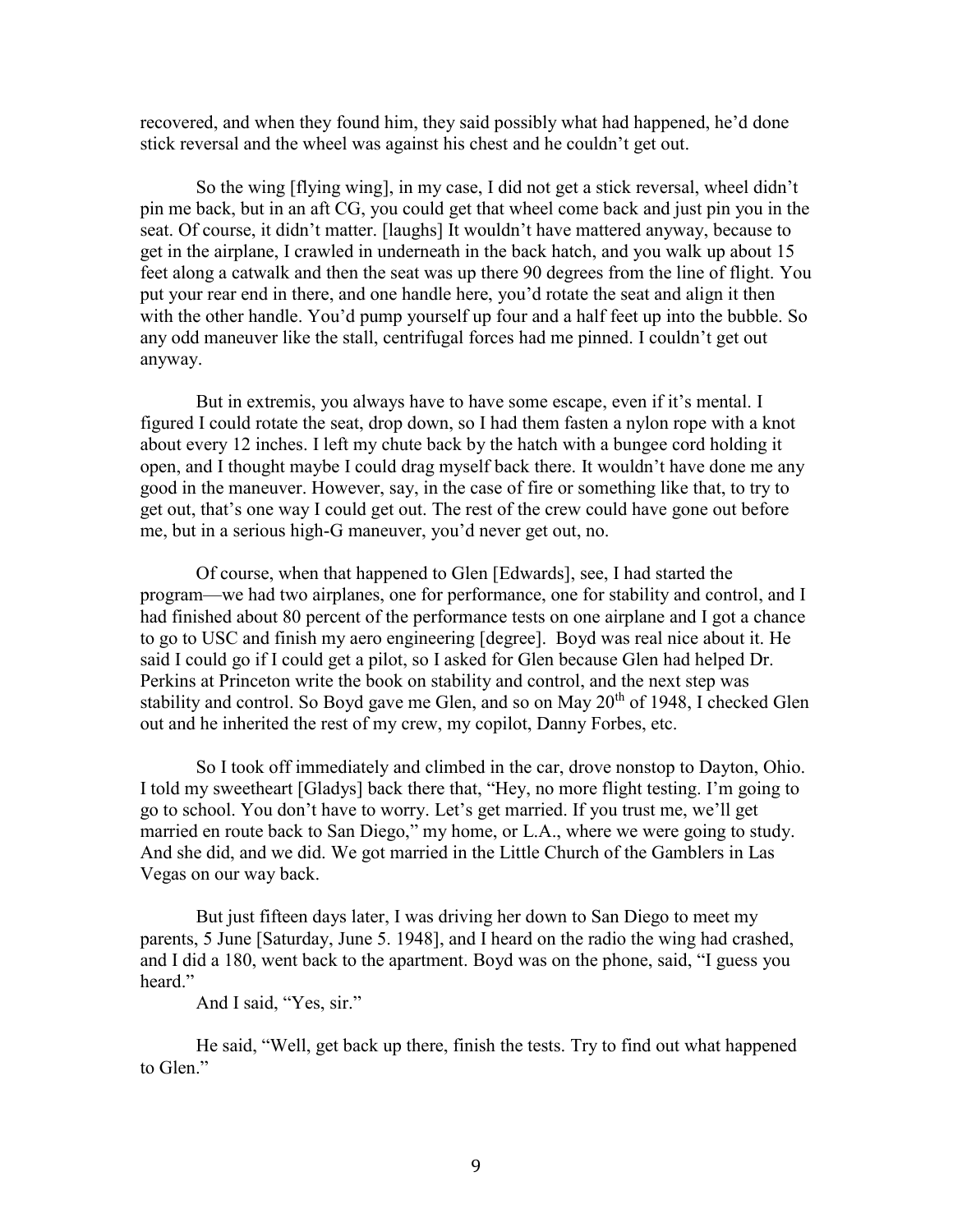recovered, and when they found him, they said possibly what had happened, he'd done stick reversal and the wheel was against his chest and he couldn't get out.

So the wing [flying wing], in my case, I did not get a stick reversal, wheel didn't pin me back, but in an aft CG, you could get that wheel come back and just pin you in the seat. Of course, it didn't matter. [laughs] It wouldn't have mattered anyway, because to get in the airplane, I crawled in underneath in the back hatch, and you walk up about 15 feet along a catwalk and then the seat was up there 90 degrees from the line of flight. You put your rear end in there, and one handle here, you'd rotate the seat and align it then with the other handle. You'd pump yourself up four and a half feet up into the bubble. So any odd maneuver like the stall, centrifugal forces had me pinned. I couldn't get out anyway.

But in extremis, you always have to have some escape, even if it's mental. I figured I could rotate the seat, drop down, so I had them fasten a nylon rope with a knot about every 12 inches. I left my chute back by the hatch with a bungee cord holding it open, and I thought maybe I could drag myself back there. It wouldn't have done me any good in the maneuver. However, say, in the case of fire or something like that, to try to get out, that's one way I could get out. The rest of the crew could have gone out before me, but in a serious high-G maneuver, you'd never get out, no.

Of course, when that happened to Glen [Edwards], see, I had started the program—we had two airplanes, one for performance, one for stability and control, and I had finished about 80 percent of the performance tests on one airplane and I got a chance to go to USC and finish my aero engineering [degree]. Boyd was real nice about it. He said I could go if I could get a pilot, so I asked for Glen because Glen had helped Dr. Perkins at Princeton write the book on stability and control, and the next step was stability and control. So Boyd gave me Glen, and so on May 20th of 1948, I checked Glen out and he inherited the rest of my crew, my copilot, Danny Forbes, etc.

So I took off immediately and climbed in the car, drove nonstop to Dayton, Ohio. I told my sweetheart [Gladys] back there that, "Hey, no more flight testing. I'm going to go to school. You don't have to worry. Let's get married. If you trust me, we'll get married en route back to San Diego," my home, or L.A., where we were going to study. And she did, and we did. We got married in the Little Church of the Gamblers in Las Vegas on our way back.

But just fifteen days later, I was driving her down to San Diego to meet my parents, 5 June [Saturday, June 5. 1948], and I heard on the radio the wing had crashed, and I did a 180, went back to the apartment. Boyd was on the phone, said, "I guess you heard."

And I said, "Yes, sir."

He said, "Well, get back up there, finish the tests. Try to find out what happened to Glen."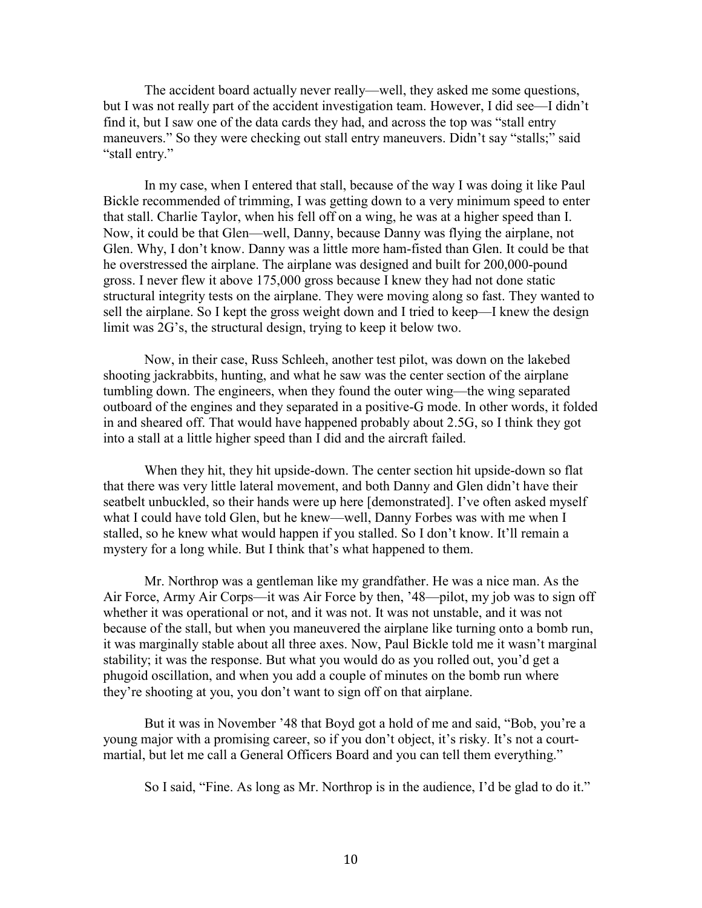The accident board actually never really—well, they asked me some questions, but I was not really part of the accident investigation team. However, I did see—I didn't find it, but I saw one of the data cards they had, and across the top was "stall entry maneuvers." So they were checking out stall entry maneuvers. Didn't say "stalls;" said "stall entry."

In my case, when I entered that stall, because of the way I was doing it like Paul Bickle recommended of trimming, I was getting down to a very minimum speed to enter that stall. Charlie Taylor, when his fell off on a wing, he was at a higher speed than I. Now, it could be that Glen—well, Danny, because Danny was flying the airplane, not Glen. Why, I don't know. Danny was a little more ham-fisted than Glen. It could be that he overstressed the airplane. The airplane was designed and built for 200,000-pound gross. I never flew it above 175,000 gross because I knew they had not done static structural integrity tests on the airplane. They were moving along so fast. They wanted to sell the airplane. So I kept the gross weight down and I tried to keep—I knew the design limit was 2G's, the structural design, trying to keep it below two.

Now, in their case, Russ Schleeh, another test pilot, was down on the lakebed shooting jackrabbits, hunting, and what he saw was the center section of the airplane tumbling down. The engineers, when they found the outer wing—the wing separated outboard of the engines and they separated in a positive-G mode. In other words, it folded in and sheared off. That would have happened probably about 2.5G, so I think they got into a stall at a little higher speed than I did and the aircraft failed.

When they hit, they hit upside-down. The center section hit upside-down so flat that there was very little lateral movement, and both Danny and Glen didn't have their seatbelt unbuckled, so their hands were up here [demonstrated]. I've often asked myself what I could have told Glen, but he knew—well, Danny Forbes was with me when I stalled, so he knew what would happen if you stalled. So I don't know. It'll remain a mystery for a long while. But I think that's what happened to them.

Mr. Northrop was a gentleman like my grandfather. He was a nice man. As the Air Force, Army Air Corps—it was Air Force by then, '48—pilot, my job was to sign off whether it was operational or not, and it was not. It was not unstable, and it was not because of the stall, but when you maneuvered the airplane like turning onto a bomb run, it was marginally stable about all three axes. Now, Paul Bickle told me it wasn't marginal stability; it was the response. But what you would do as you rolled out, you'd get a phugoid oscillation, and when you add a couple of minutes on the bomb run where they're shooting at you, you don't want to sign off on that airplane.

But it was in November '48 that Boyd got a hold of me and said, "Bob, you're a young major with a promising career, so if you don't object, it's risky. It's not a court-martial, but let me call a General Officers Board and you can tell them everything."

So I said, "Fine. As long as Mr. Northrop is in the audience, I'd be glad to do it."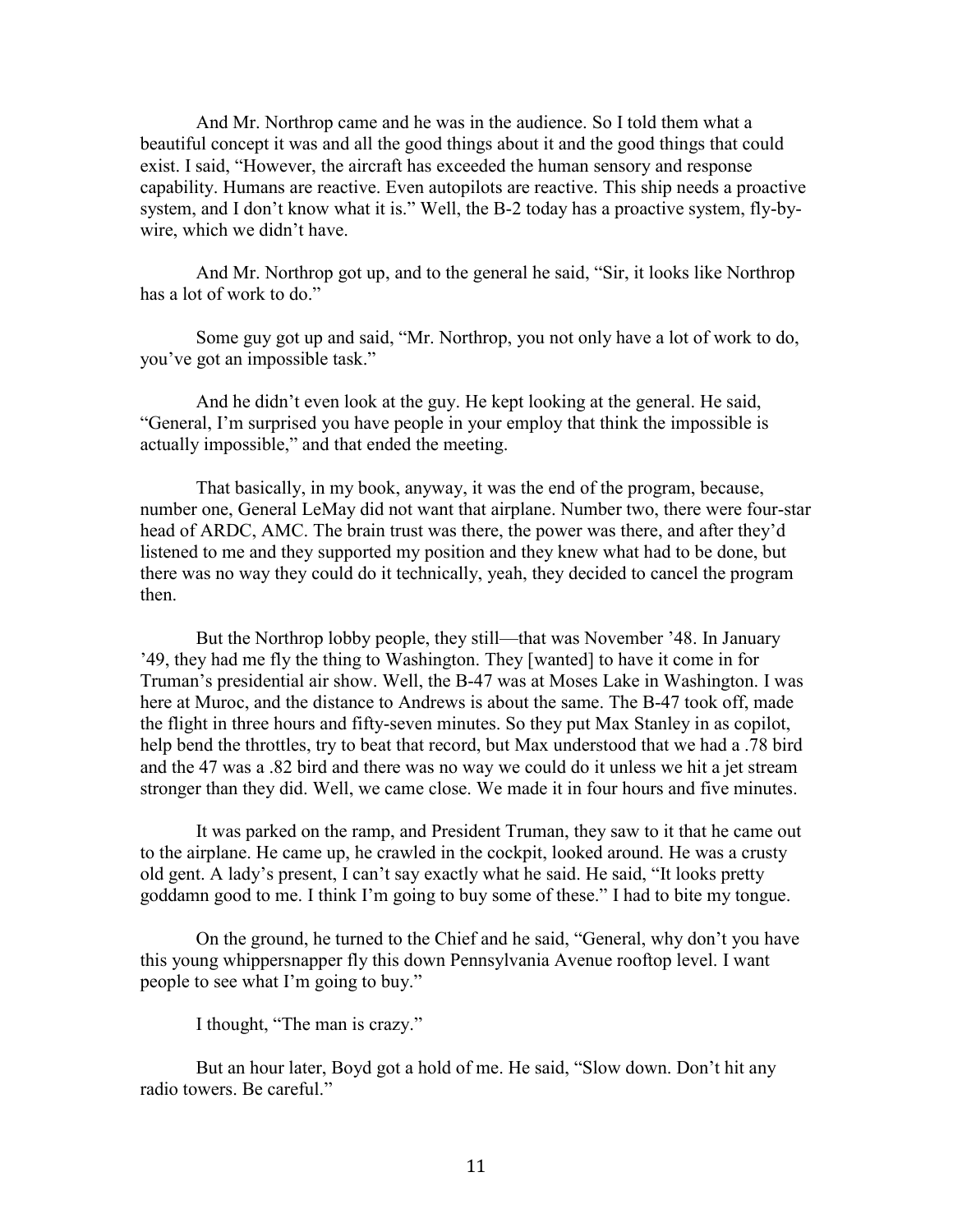And Mr. Northrop came and he was in the audience. So I told them what a beautiful concept it was and all the good things about it and the good things that could exist. I said, "However, the aircraft has exceeded the human sensory and response capability. Humans are reactive. Even autopilots are reactive. This ship needs a proactive system, and I don't know what it is." Well, the B-2 today has a proactive system, fly-by-wire, which we didn't have.

And Mr. Northrop got up, and to the general he said, "Sir, it looks like Northrop has a lot of work to do."

Some guy got up and said, "Mr. Northrop, you not only have a lot of work to do, you've got an impossible task."

And he didn't even look at the guy. He kept looking at the general. He said, "General, I'm surprised you have people in your employ that think the impossible is actually impossible," and that ended the meeting.

That basically, in my book, anyway, it was the end of the program, because, number one, General LeMay did not want that airplane. Number two, there were four-star head of ARDC, AMC. The brain trust was there, the power was there, and after they'd listened to me and they supported my position and they knew what had to be done, but there was no way they could do it technically, yeah, they decided to cancel the program then.

But the Northrop lobby people, they still—that was November '48. In January '49, they had me fly the thing to Washington. They [wanted] to have it come in for Truman's presidential air show. Well, the B-47 was at Moses Lake in Washington. I was here at Muroc, and the distance to Andrews is about the same. The B-47 took off, made the flight in three hours and fifty-seven minutes. So they put Max Stanley in as copilot, help bend the throttles, try to beat that record, but Max understood that we had a .78 bird and the 47 was a .82 bird and there was no way we could do it unless we hit a jet stream stronger than they did. Well, we came close. We made it in four hours and five minutes.

It was parked on the ramp, and President Truman, they saw to it that he came out to the airplane. He came up, he crawled in the cockpit, looked around. He was a crusty old gent. A lady's present, I can't say exactly what he said. He said, "It looks pretty goddamn good to me. I think I'm going to buy some of these." I had to bite my tongue.

On the ground, he turned to the Chief and he said, "General, why don't you have this young whippersnapper fly this down Pennsylvania Avenue rooftop level. I want people to see what I'm going to buy."

I thought, "The man is crazy."

But an hour later, Boyd got a hold of me. He said, "Slow down. Don't hit any radio towers. Be careful."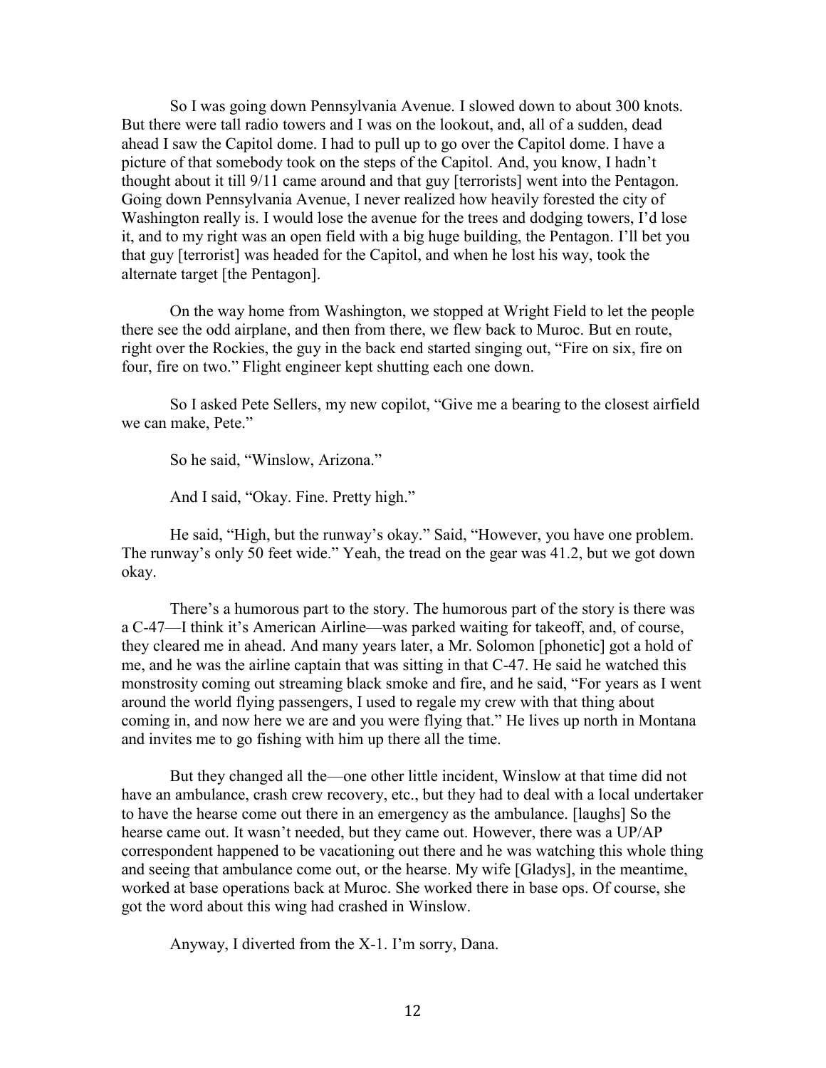So I was going down Pennsylvania Avenue. I slowed down to about 300 knots. But there were tall radio towers and I was on the lookout, and, all of a sudden, dead ahead I saw the Capitol dome. I had to pull up to go over the Capitol dome. I have a picture of that somebody took on the steps of the Capitol. And, you know, I hadn't thought about it till 9/11 came around and that guy [terrorists] went into the Pentagon. Going down Pennsylvania Avenue, I never realized how heavily forested the city of Washington really is. I would lose the avenue for the trees and dodging towers, I'd lose it, and to my right was an open field with a big huge building, the Pentagon. I'll bet you that guy [terrorist] was headed for the Capitol, and when he lost his way, took the alternate target [the Pentagon].

On the way home from Washington, we stopped at Wright Field to let the people there see the odd airplane, and then from there, we flew back to Muroc. But en route, right over the Rockies, the guy in the back end started singing out, "Fire on six, fire on four, fire on two." Flight engineer kept shutting each one down.

So I asked Pete Sellers, my new copilot, "Give me a bearing to the closest airfield we can make, Pete."

So he said, "Winslow, Arizona."

And I said, "Okay. Fine. Pretty high."

He said, "High, but the runway's okay." Said, "However, you have one problem. The runway's only 50 feet wide." Yeah, the tread on the gear was 41.2, but we got down okay.

There's a humorous part to the story. The humorous part of the story is there was a C-47—I think it's American Airline—was parked waiting for takeoff, and, of course, they cleared me in ahead. And many years later, a Mr. Solomon [phonetic] got a hold of me, and he was the airline captain that was sitting in that C-47. He said he watched this monstrosity coming out streaming black smoke and fire, and he said, "For years as I went around the world flying passengers, I used to regale my crew with that thing about coming in, and now here we are and you were flying that." He lives up north in Montana and invites me to go fishing with him up there all the time.

But they changed all the—one other little incident, Winslow at that time did not have an ambulance, crash crew recovery, etc., but they had to deal with a local undertaker to have the hearse come out there in an emergency as the ambulance. [laughs] So the hearse came out. It wasn't needed, but they came out. However, there was a UP/AP correspondent happened to be vacationing out there and he was watching this whole thing and seeing that ambulance come out, or the hearse. My wife [Gladys], in the meantime, worked at base operations back at Muroc. She worked there in base ops. Of course, she got the word about this wing had crashed in Winslow.

Anyway, I diverted from the X-1. I'm sorry, Dana.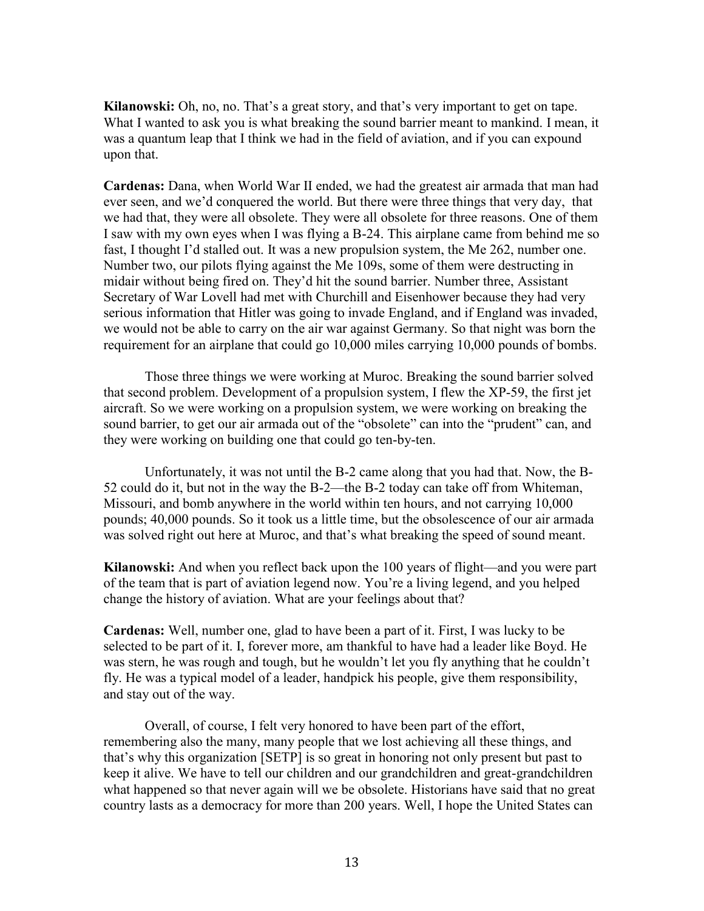**Kilanowski:** Oh, no, no. That's a great story, and that's very important to get on tape. What I wanted to ask you is what breaking the sound barrier meant to mankind. I mean, it was a quantum leap that I think we had in the field of aviation, and if you can expound upon that.

**Cardenas:** Dana, when World War II ended, we had the greatest air armada that man had ever seen, and we'd conquered the world. But there were three things that very day, that we had that, they were all obsolete. They were all obsolete for three reasons. One of them I saw with my own eyes when I was flying a B-24. This airplane came from behind me so fast, I thought I'd stalled out. It was a new propulsion system, the Me 262, number one. Number two, our pilots flying against the Me 109s, some of them were destructing in midair without being fired on. They'd hit the sound barrier. Number three, Assistant Secretary of War Lovell had met with Churchill and Eisenhower because they had very serious information that Hitler was going to invade England, and if England was invaded, we would not be able to carry on the air war against Germany. So that night was born the requirement for an airplane that could go 10,000 miles carrying 10,000 pounds of bombs.

Those three things we were working at Muroc. Breaking the sound barrier solved that second problem. Development of a propulsion system, I flew the XP-59, the first jet aircraft. So we were working on a propulsion system, we were working on breaking the sound barrier, to get our air armada out of the "obsolete" can into the "prudent" can, and they were working on building one that could go ten-by-ten.

Unfortunately, it was not until the B-2 came along that you had that. Now, the B-52 could do it, but not in the way the B-2—the B-2 today can take off from Whiteman, Missouri, and bomb anywhere in the world within ten hours, and not carrying 10,000 pounds; 40,000 pounds. So it took us a little time, but the obsolescence of our air armada was solved right out here at Muroc, and that's what breaking the speed of sound meant.

**Kilanowski:** And when you reflect back upon the 100 years of flight—and you were part of the team that is part of aviation legend now. You're a living legend, and you helped change the history of aviation. What are your feelings about that?

**Cardenas:** Well, number one, glad to have been a part of it. First, I was lucky to be selected to be part of it. I, forever more, am thankful to have had a leader like Boyd. He was stern, he was rough and tough, but he wouldn't let you fly anything that he couldn't fly. He was a typical model of a leader, handpick his people, give them responsibility, and stay out of the way.

Overall, of course, I felt very honored to have been part of the effort, remembering also the many, many people that we lost achieving all these things, and that's why this organization [SETP] is so great in honoring not only present but past to keep it alive. We have to tell our children and our grandchildren and great-grandchildren what happened so that never again will we be obsolete. Historians have said that no great country lasts as a democracy for more than 200 years. Well, I hope the United States can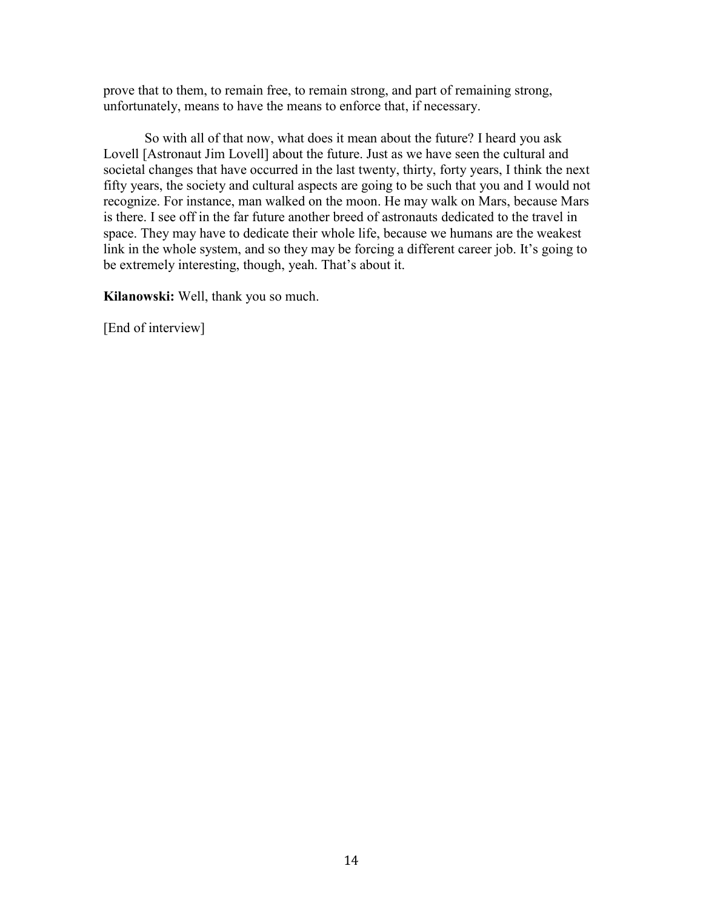prove that to them, to remain free, to remain strong, and part of remaining strong, unfortunately, means to have the means to enforce that, if necessary.

So with all of that now, what does it mean about the future? I heard you ask Lovell [Astronaut Jim Lovell] about the future. Just as we have seen the cultural and societal changes that have occurred in the last twenty, thirty, forty years, I think the next fifty years, the society and cultural aspects are going to be such that you and I would not recognize. For instance, man walked on the moon. He may walk on Mars, because Mars is there. I see off in the far future another breed of astronauts dedicated to the travel in space. They may have to dedicate their whole life, because we humans are the weakest link in the whole system, and so they may be forcing a different career job. It's going to be extremely interesting, though, yeah. That's about it.

**Kilanowski:** Well, thank you so much.

[End of interview]